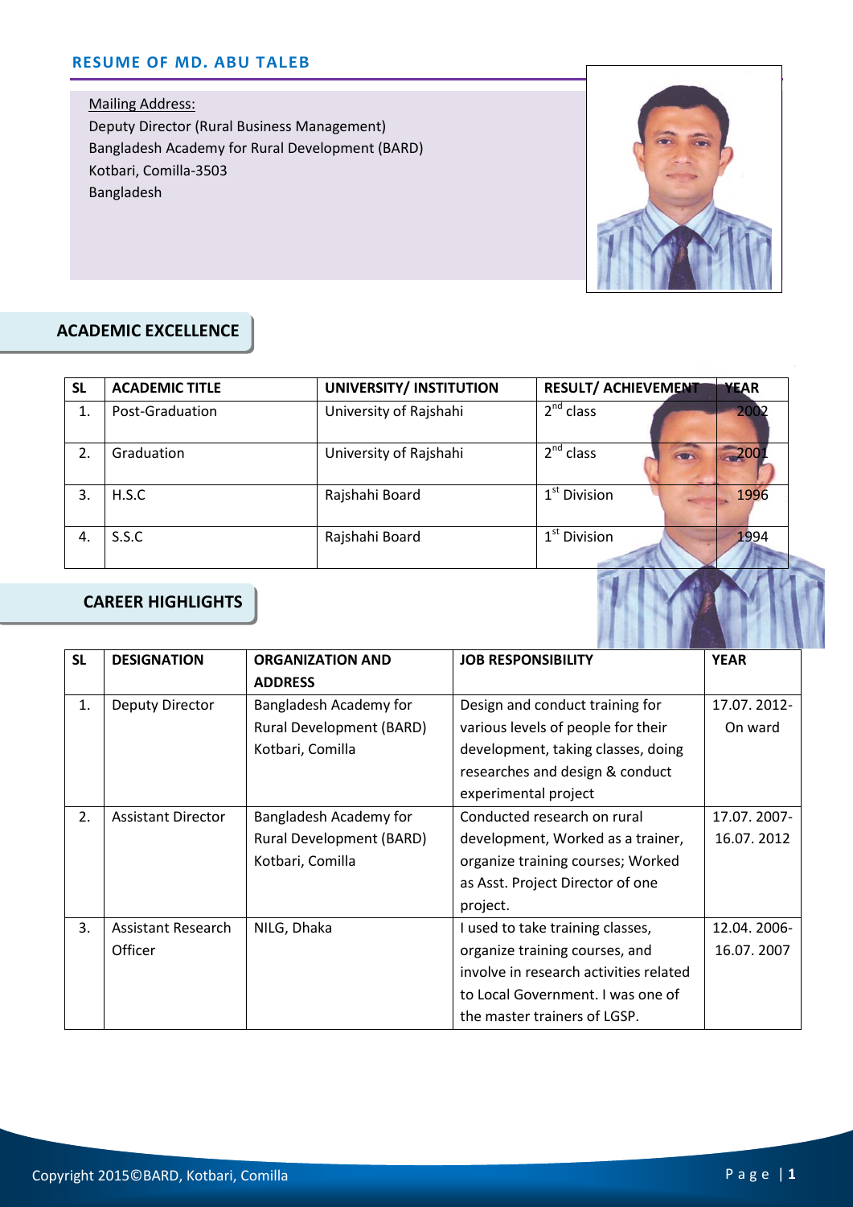# RESUME OF MD. ABU TALEB

Mailing Address:
Deputy Director (Rural Business Management)
Bangladesh Academy for Rural Development (BARD)
Kotbari, Comilla-3503
Bangladesh

## ACADEMIC EXCELLENCE

| SL | ACADEMIC TITLE | UNIVERSITY/ INSTITUTION | RESULT/ ACHIEVEMENT | YEAR |
|---|---|---|---|---|
| 1. | Post-Graduation | University of Rajshahi | 2nd class | 2002 |
| 2. | Graduation | University of Rajshahi | 2nd class | 2001 |
| 3. | H.S.C | Rajshahi Board | 1st Division | 1996 |
| 4. | S.S.C | Rajshahi Board | 1st Division | 1994 |

## CAREER HIGHLIGHTS

| SL | DESIGNATION | ORGANIZATION AND ADDRESS | JOB RESPONSIBILITY | YEAR |
|---|---|---|---|---|
| 1. | Deputy Director | Bangladesh Academy for Rural Development (BARD) Kotbari, Comilla | Design and conduct training for various levels of people for their development, taking classes, doing researches and design & conduct experimental project | 17.07. 2012- On ward |
| 2. | Assistant Director | Bangladesh Academy for Rural Development (BARD) Kotbari, Comilla | Conducted research on rural development, Worked as a trainer, organize training courses; Worked as Asst. Project Director of one project. | 17.07. 2007- 16.07. 2012 |
| 3. | Assistant Research Officer | NILG, Dhaka | I used to take training classes, organize training courses, and involve in research activities related to Local Government. I was one of the master trainers of LGSP. | 12.04. 2006- 16.07. 2007 |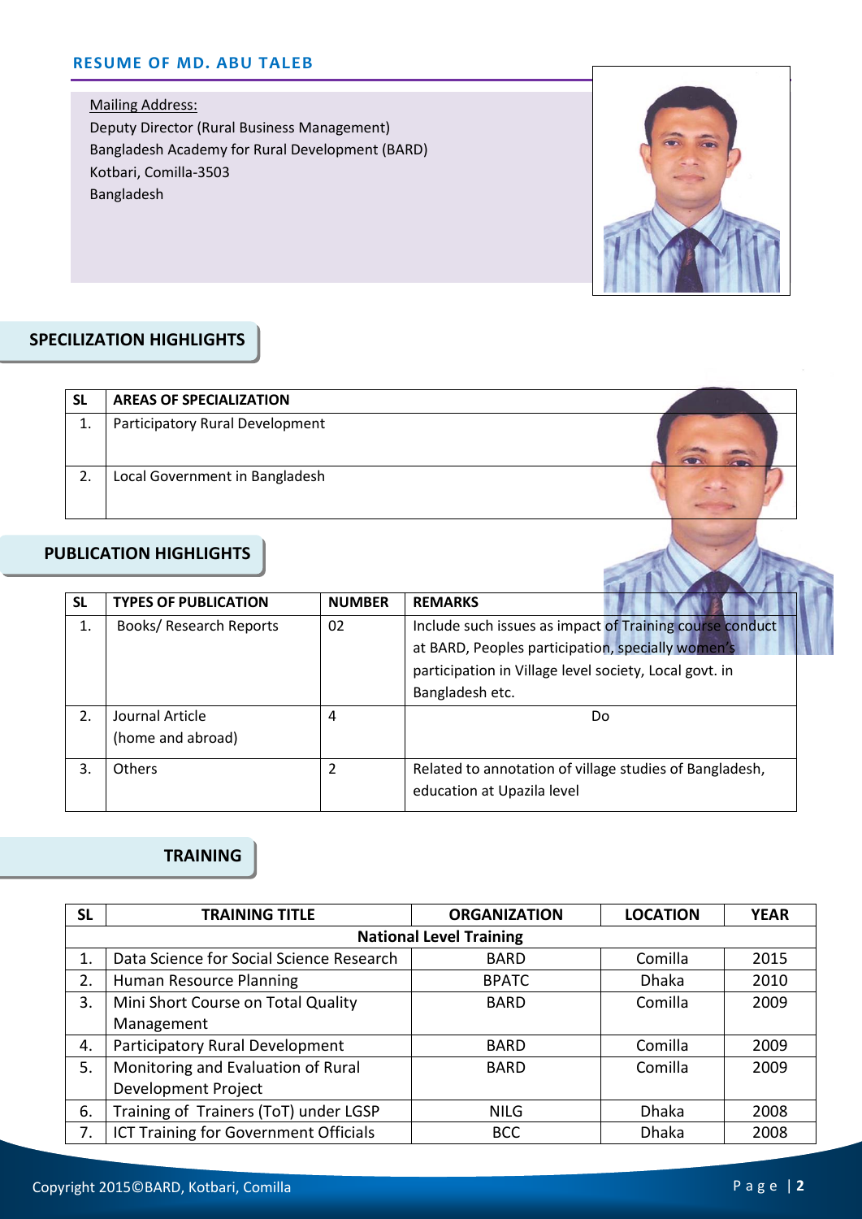**RESUME OF MD. ABU TALEB**

Mailing Address:
Deputy Director (Rural Business Management)
Bangladesh Academy for Rural Development (BARD)
Kotbari, Comilla-3503
Bangladesh

## SPECILIZATION HIGHLIGHTS

| SL | AREAS OF SPECIALIZATION |
|---|---|
| 1. | Participatory Rural Development |
| 2. | Local Government in Bangladesh |

## PUBLICATION HIGHLIGHTS

| SL | TYPES OF PUBLICATION | NUMBER | REMARKS |
|---|---|---|---|
| 1. | Books/ Research Reports | 02 | Include such issues as impact of Training course conduct at BARD, Peoples participation, specially women's participation in Village level society, Local govt. in Bangladesh etc. |
| 2. | Journal Article (home and abroad) | 4 | Do |
| 3. | Others | 2 | Related to annotation of village studies of Bangladesh, education at Upazila level |

## TRAINING

| SL | TRAINING TITLE | ORGANIZATION | LOCATION | YEAR |
|---|---|---|---|---|
| | **National Level Training** | | | |
| 1. | Data Science for Social Science Research | BARD | Comilla | 2015 |
| 2. | Human Resource Planning | BPATC | Dhaka | 2010 |
| 3. | Mini Short Course on Total Quality Management | BARD | Comilla | 2009 |
| 4. | Participatory Rural Development | BARD | Comilla | 2009 |
| 5. | Monitoring and Evaluation of Rural Development Project | BARD | Comilla | 2009 |
| 6. | Training of Trainers (ToT) under LGSP | NILG | Dhaka | 2008 |
| 7. | ICT Training for Government Officials | BCC | Dhaka | 2008 |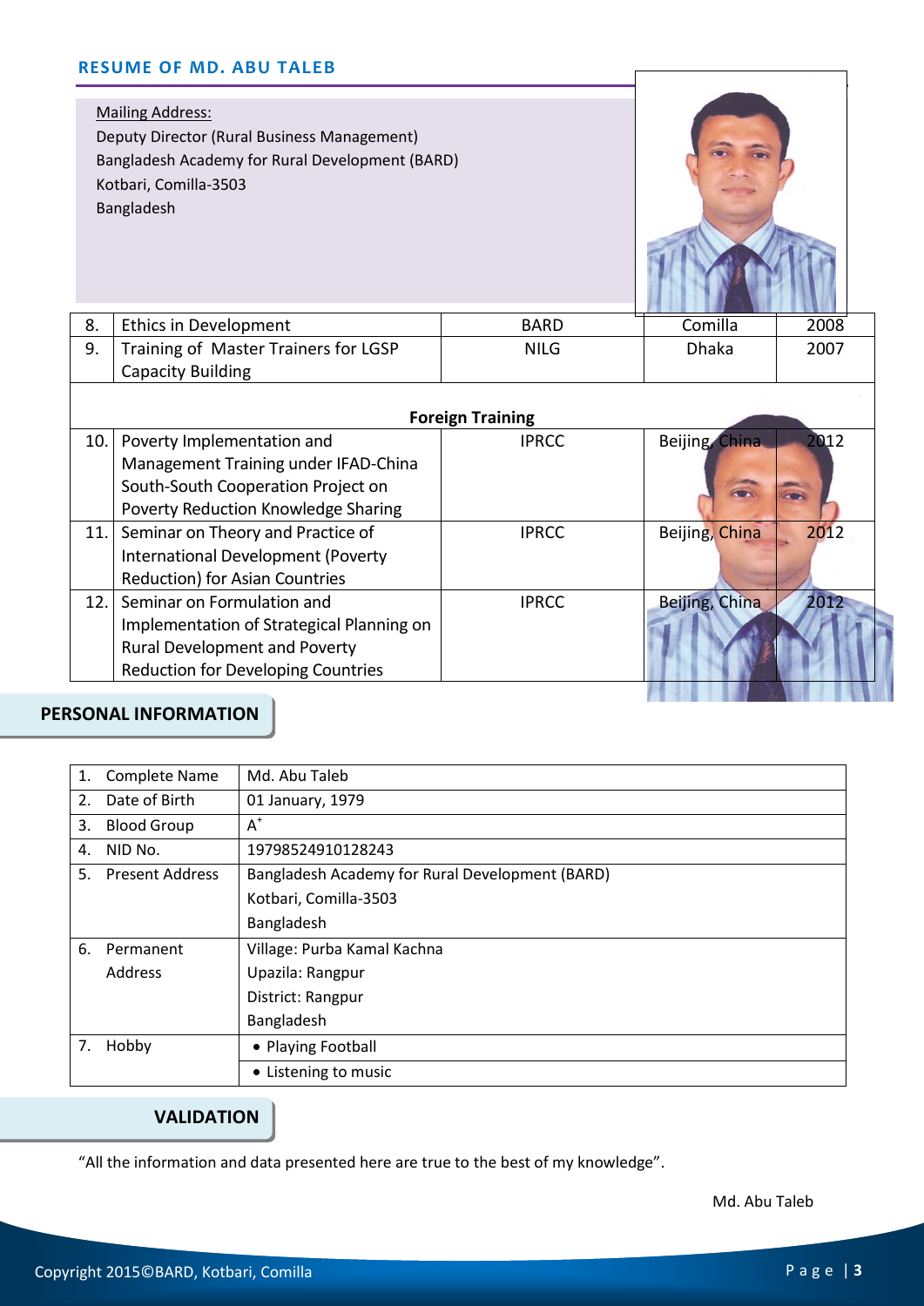**RESUME OF MD. ABU TALEB**

Mailing Address:
Deputy Director (Rural Business Management)
Bangladesh Academy for Rural Development (BARD)
Kotbari, Comilla-3503
Bangladesh

| | | | | |
|---|---|---|---|---|
| 8. | Ethics in Development | BARD | Comilla | 2008 |
| 9. | Training of Master Trainers for LGSP Capacity Building | NILG | Dhaka | 2007 |
| | **Foreign Training** | | | |
| 10. | Poverty Implementation and Management Training under IFAD-China South-South Cooperation Project on Poverty Reduction Knowledge Sharing | IPRCC | Beijing, China | 2012 |
| 11. | Seminar on Theory and Practice of International Development (Poverty Reduction) for Asian Countries | IPRCC | Beijing, China | 2012 |
| 12. | Seminar on Formulation and Implementation of Strategical Planning on Rural Development and Poverty Reduction for Developing Countries | IPRCC | Beijing, China | 2012 |

## PERSONAL INFORMATION

| | | |
|---|---|---|
| 1. | Complete Name | Md. Abu Taleb |
| 2. | Date of Birth | 01 January, 1979 |
| 3. | Blood Group | $A^+$ |
| 4. | NID No. | 19798524910128243 |
| 5. | Present Address | Bangladesh Academy for Rural Development (BARD)<br>Kotbari, Comilla-3503<br>Bangladesh |
| 6. | Permanent Address | Village: Purba Kamal Kachna<br>Upazila: Rangpur<br>District: Rangpur<br>Bangladesh |
| 7. | Hobby | • Playing Football<br>• Listening to music |

## VALIDATION

"All the information and data presented here are true to the best of my knowledge".

Md. Abu Taleb

Copyright 2015©BARD, Kotbari, Comilla